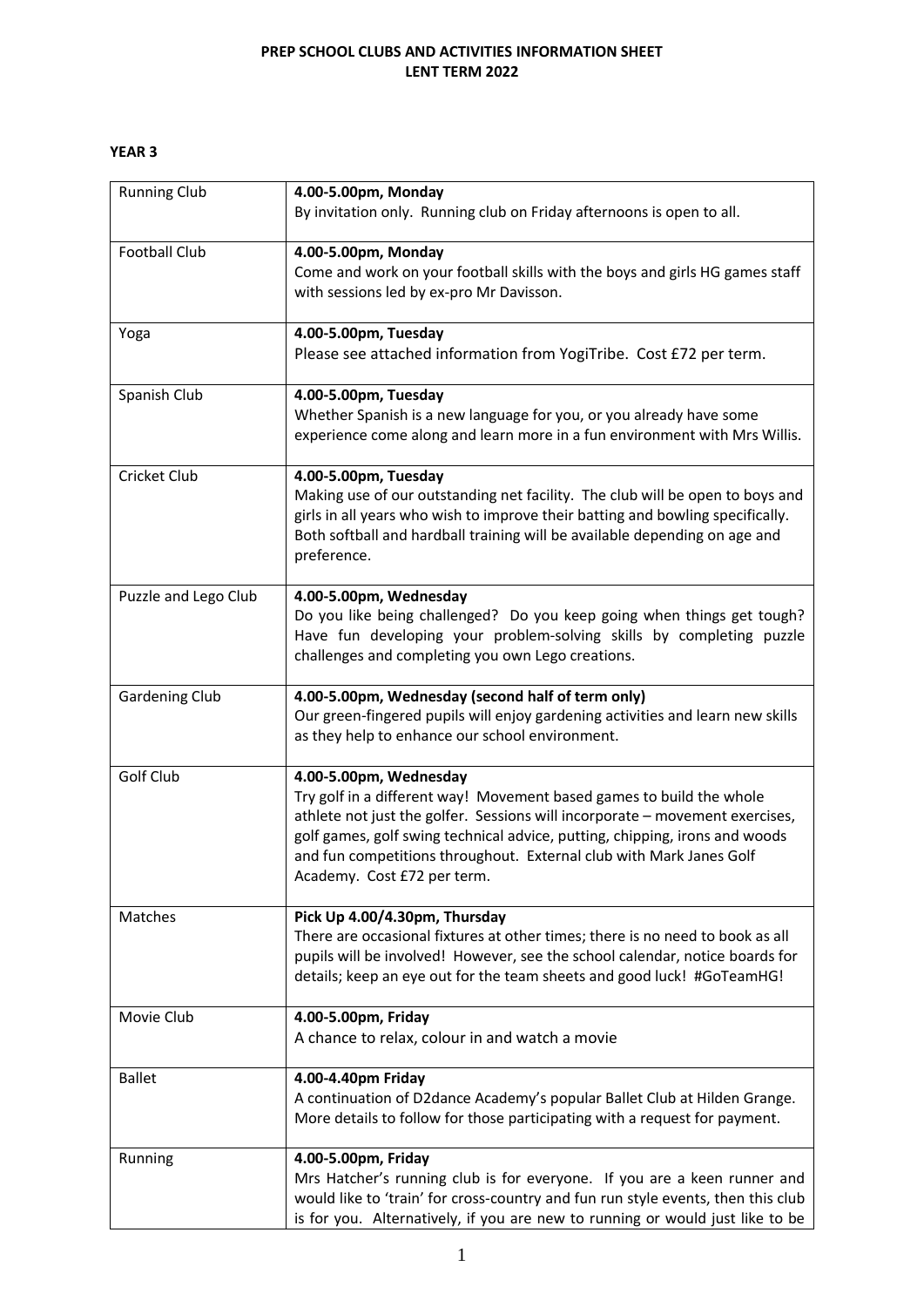**PREP SCHOOL CLUBS AND ACTIVITIES INFORMATION SHEET**
**LENT TERM 2022**

**YEAR 3**

| | |
|---|---|
| Running Club | **4.00-5.00pm, Monday**<br>By invitation only. Running club on Friday afternoons is open to all. |
| Football Club | **4.00-5.00pm, Monday**<br>Come and work on your football skills with the boys and girls HG games staff with sessions led by ex-pro Mr Davisson. |
| Yoga | **4.00-5.00pm, Tuesday**<br>Please see attached information from YogiTribe. Cost £72 per term. |
| Spanish Club | **4.00-5.00pm, Tuesday**<br>Whether Spanish is a new language for you, or you already have some experience come along and learn more in a fun environment with Mrs Willis. |
| Cricket Club | **4.00-5.00pm, Tuesday**<br>Making use of our outstanding net facility. The club will be open to boys and girls in all years who wish to improve their batting and bowling specifically. Both softball and hardball training will be available depending on age and preference. |
| Puzzle and Lego Club | **4.00-5.00pm, Wednesday**<br>Do you like being challenged? Do you keep going when things get tough? Have fun developing your problem-solving skills by completing puzzle challenges and completing you own Lego creations. |
| Gardening Club | **4.00-5.00pm, Wednesday (second half of term only)**<br>Our green-fingered pupils will enjoy gardening activities and learn new skills as they help to enhance our school environment. |
| Golf Club | **4.00-5.00pm, Wednesday**<br>Try golf in a different way! Movement based games to build the whole athlete not just the golfer. Sessions will incorporate – movement exercises, golf games, golf swing technical advice, putting, chipping, irons and woods and fun competitions throughout. External club with Mark Janes Golf Academy. Cost £72 per term. |
| Matches | **Pick Up 4.00/4.30pm, Thursday**<br>There are occasional fixtures at other times; there is no need to book as all pupils will be involved! However, see the school calendar, notice boards for details; keep an eye out for the team sheets and good luck! #GoTeamHG! |
| Movie Club | **4.00-5.00pm, Friday**<br>A chance to relax, colour in and watch a movie |
| Ballet | **4.00-4.40pm Friday**<br>A continuation of D2dance Academy's popular Ballet Club at Hilden Grange. More details to follow for those participating with a request for payment. |
| Running | **4.00-5.00pm, Friday**<br>Mrs Hatcher's running club is for everyone. If you are a keen runner and would like to 'train' for cross-country and fun run style events, then this club is for you. Alternatively, if you are new to running or would just like to be |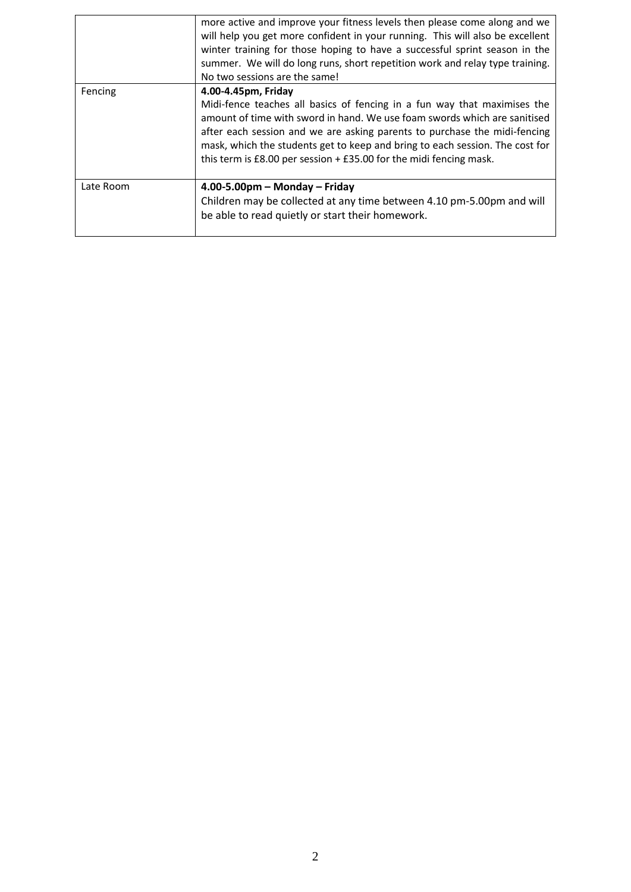| | |
|---|---|
| | more active and improve your fitness levels then please come along and we will help you get more confident in your running. This will also be excellent winter training for those hoping to have a successful sprint season in the summer. We will do long runs, short repetition work and relay type training. No two sessions are the same! |
| Fencing | **4.00-4.45pm, Friday**<br>Midi-fence teaches all basics of fencing in a fun way that maximises the amount of time with sword in hand. We use foam swords which are sanitised after each session and we are asking parents to purchase the midi-fencing mask, which the students get to keep and bring to each session. The cost for this term is £8.00 per session + £35.00 for the midi fencing mask. |
| Late Room | **4.00-5.00pm – Monday – Friday**<br>Children may be collected at any time between 4.10 pm-5.00pm and will be able to read quietly or start their homework. |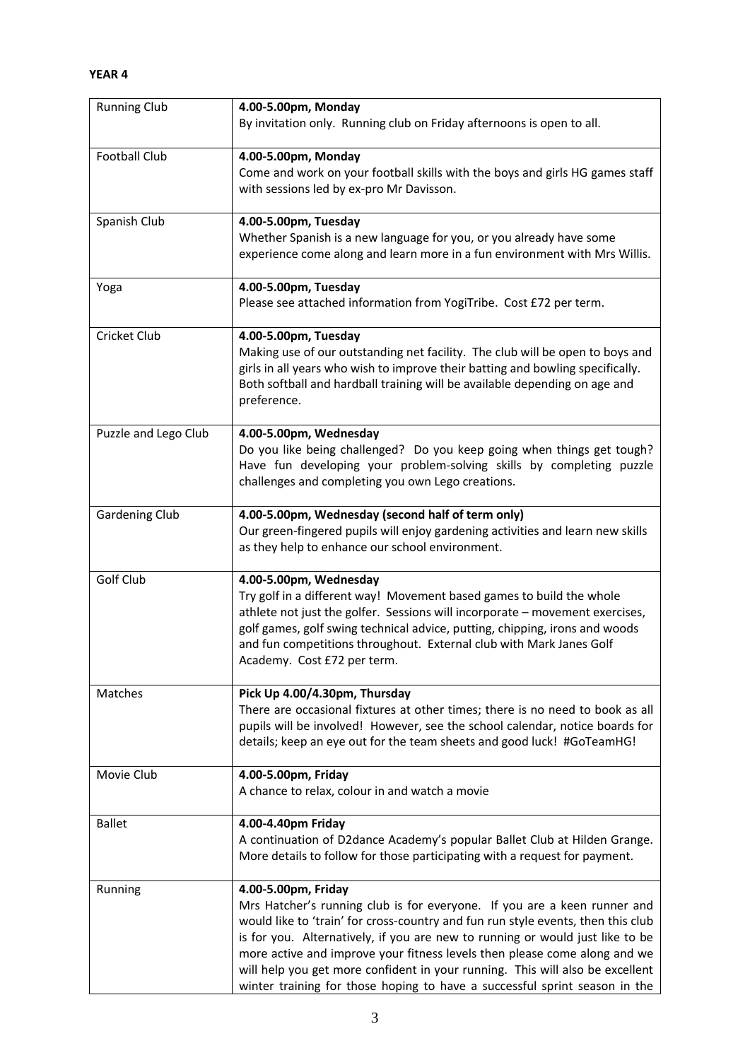**YEAR 4**

| | |
|---|---|
| Running Club | **4.00-5.00pm, Monday**<br>By invitation only. Running club on Friday afternoons is open to all. |
| Football Club | **4.00-5.00pm, Monday**<br>Come and work on your football skills with the boys and girls HG games staff with sessions led by ex-pro Mr Davisson. |
| Spanish Club | **4.00-5.00pm, Tuesday**<br>Whether Spanish is a new language for you, or you already have some experience come along and learn more in a fun environment with Mrs Willis. |
| Yoga | **4.00-5.00pm, Tuesday**<br>Please see attached information from YogiTribe. Cost £72 per term. |
| Cricket Club | **4.00-5.00pm, Tuesday**<br>Making use of our outstanding net facility. The club will be open to boys and girls in all years who wish to improve their batting and bowling specifically. Both softball and hardball training will be available depending on age and preference. |
| Puzzle and Lego Club | **4.00-5.00pm, Wednesday**<br>Do you like being challenged? Do you keep going when things get tough? Have fun developing your problem-solving skills by completing puzzle challenges and completing you own Lego creations. |
| Gardening Club | **4.00-5.00pm, Wednesday (second half of term only)**<br>Our green-fingered pupils will enjoy gardening activities and learn new skills as they help to enhance our school environment. |
| Golf Club | **4.00-5.00pm, Wednesday**<br>Try golf in a different way! Movement based games to build the whole athlete not just the golfer. Sessions will incorporate – movement exercises, golf games, golf swing technical advice, putting, chipping, irons and woods and fun competitions throughout. External club with Mark Janes Golf Academy. Cost £72 per term. |
| Matches | **Pick Up 4.00/4.30pm, Thursday**<br>There are occasional fixtures at other times; there is no need to book as all pupils will be involved! However, see the school calendar, notice boards for details; keep an eye out for the team sheets and good luck! #GoTeamHG! |
| Movie Club | **4.00-5.00pm, Friday**<br>A chance to relax, colour in and watch a movie |
| Ballet | **4.00-4.40pm Friday**<br>A continuation of D2dance Academy's popular Ballet Club at Hilden Grange. More details to follow for those participating with a request for payment. |
| Running | **4.00-5.00pm, Friday**<br>Mrs Hatcher's running club is for everyone. If you are a keen runner and would like to 'train' for cross-country and fun run style events, then this club is for you. Alternatively, if you are new to running or would just like to be more active and improve your fitness levels then please come along and we will help you get more confident in your running. This will also be excellent winter training for those hoping to have a successful sprint season in the |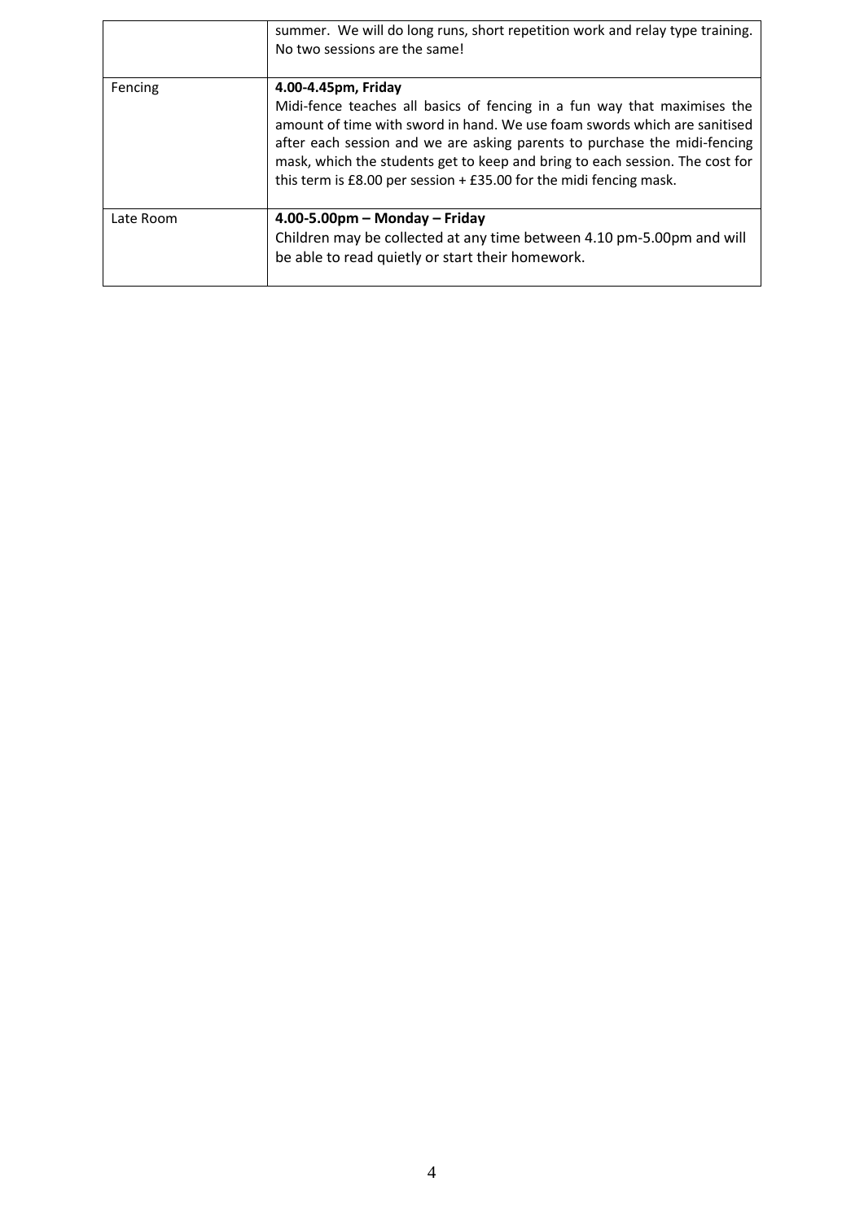| | |
|---|---|
| | summer. We will do long runs, short repetition work and relay type training. No two sessions are the same! |
| Fencing | **4.00-4.45pm, Friday**<br>Midi-fence teaches all basics of fencing in a fun way that maximises the amount of time with sword in hand. We use foam swords which are sanitised after each session and we are asking parents to purchase the midi-fencing mask, which the students get to keep and bring to each session. The cost for this term is £8.00 per session + £35.00 for the midi fencing mask. |
| Late Room | **4.00-5.00pm – Monday – Friday**<br>Children may be collected at any time between 4.10 pm-5.00pm and will be able to read quietly or start their homework. |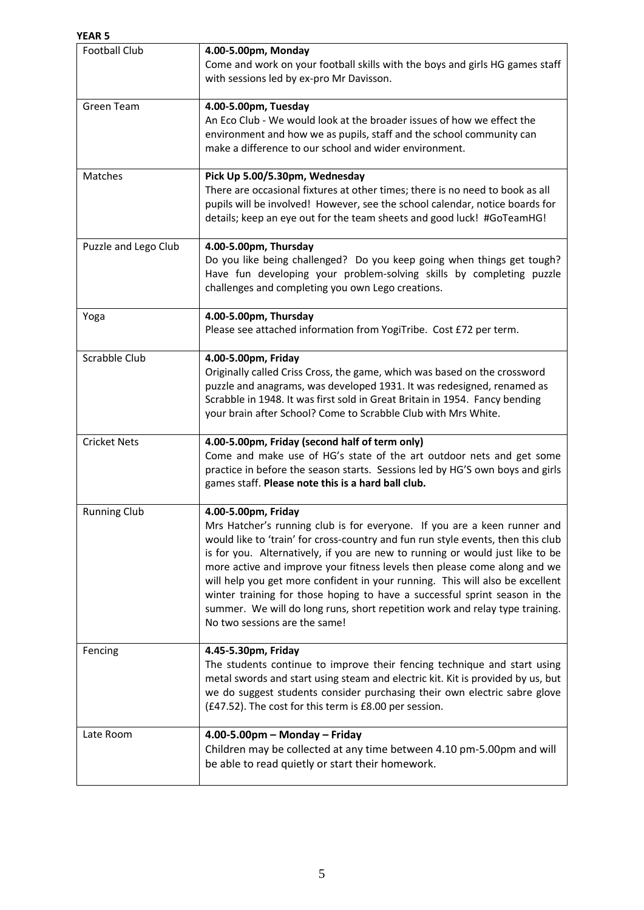**YEAR 5**

| | |
|---|---|
| Football Club | **4.00-5.00pm, Monday**<br>Come and work on your football skills with the boys and girls HG games staff with sessions led by ex-pro Mr Davisson. |
| Green Team | **4.00-5.00pm, Tuesday**<br>An Eco Club - We would look at the broader issues of how we effect the environment and how we as pupils, staff and the school community can make a difference to our school and wider environment. |
| Matches | **Pick Up 5.00/5.30pm, Wednesday**<br>There are occasional fixtures at other times; there is no need to book as all pupils will be involved! However, see the school calendar, notice boards for details; keep an eye out for the team sheets and good luck! #GoTeamHG! |
| Puzzle and Lego Club | **4.00-5.00pm, Thursday**<br>Do you like being challenged? Do you keep going when things get tough? Have fun developing your problem-solving skills by completing puzzle challenges and completing you own Lego creations. |
| Yoga | **4.00-5.00pm, Thursday**<br>Please see attached information from YogiTribe. Cost £72 per term. |
| Scrabble Club | **4.00-5.00pm, Friday**<br>Originally called Criss Cross, the game, which was based on the crossword puzzle and anagrams, was developed 1931. It was redesigned, renamed as Scrabble in 1948. It was first sold in Great Britain in 1954. Fancy bending your brain after School? Come to Scrabble Club with Mrs White. |
| Cricket Nets | **4.00-5.00pm, Friday (second half of term only)**<br>Come and make use of HG's state of the art outdoor nets and get some practice in before the season starts. Sessions led by HG'S own boys and girls games staff. **Please note this is a hard ball club.** |
| Running Club | **4.00-5.00pm, Friday**<br>Mrs Hatcher's running club is for everyone. If you are a keen runner and would like to 'train' for cross-country and fun run style events, then this club is for you. Alternatively, if you are new to running or would just like to be more active and improve your fitness levels then please come along and we will help you get more confident in your running. This will also be excellent winter training for those hoping to have a successful sprint season in the summer. We will do long runs, short repetition work and relay type training. No two sessions are the same! |
| Fencing | **4.45-5.30pm, Friday**<br>The students continue to improve their fencing technique and start using metal swords and start using steam and electric kit. Kit is provided by us, but we do suggest students consider purchasing their own electric sabre glove (£47.52). The cost for this term is £8.00 per session. |
| Late Room | **4.00-5.00pm – Monday – Friday**<br>Children may be collected at any time between 4.10 pm-5.00pm and will be able to read quietly or start their homework. |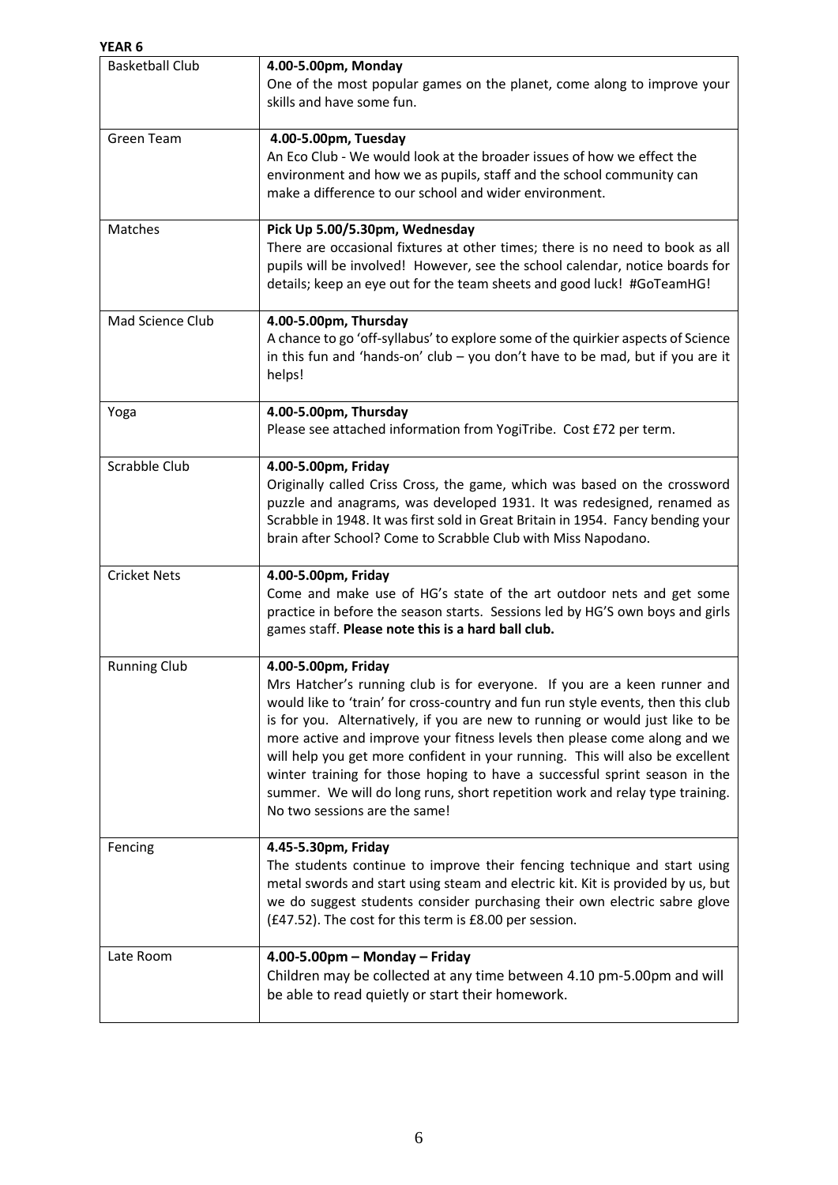**YEAR 6**

| | |
|---|---|
| Basketball Club | **4.00-5.00pm, Monday**<br>One of the most popular games on the planet, come along to improve your skills and have some fun. |
| Green Team | **4.00-5.00pm, Tuesday**<br>An Eco Club - We would look at the broader issues of how we effect the environment and how we as pupils, staff and the school community can make a difference to our school and wider environment. |
| Matches | **Pick Up 5.00/5.30pm, Wednesday**<br>There are occasional fixtures at other times; there is no need to book as all pupils will be involved! However, see the school calendar, notice boards for details; keep an eye out for the team sheets and good luck! #GoTeamHG! |
| Mad Science Club | **4.00-5.00pm, Thursday**<br>A chance to go 'off-syllabus' to explore some of the quirkier aspects of Science in this fun and 'hands-on' club – you don't have to be mad, but if you are it helps! |
| Yoga | **4.00-5.00pm, Thursday**<br>Please see attached information from YogiTribe. Cost £72 per term. |
| Scrabble Club | **4.00-5.00pm, Friday**<br>Originally called Criss Cross, the game, which was based on the crossword puzzle and anagrams, was developed 1931. It was redesigned, renamed as Scrabble in 1948. It was first sold in Great Britain in 1954. Fancy bending your brain after School? Come to Scrabble Club with Miss Napodano. |
| Cricket Nets | **4.00-5.00pm, Friday**<br>Come and make use of HG's state of the art outdoor nets and get some practice in before the season starts. Sessions led by HG'S own boys and girls games staff. **Please note this is a hard ball club.** |
| Running Club | **4.00-5.00pm, Friday**<br>Mrs Hatcher's running club is for everyone. If you are a keen runner and would like to 'train' for cross-country and fun run style events, then this club is for you. Alternatively, if you are new to running or would just like to be more active and improve your fitness levels then please come along and we will help you get more confident in your running. This will also be excellent winter training for those hoping to have a successful sprint season in the summer. We will do long runs, short repetition work and relay type training. No two sessions are the same! |
| Fencing | **4.45-5.30pm, Friday**<br>The students continue to improve their fencing technique and start using metal swords and start using steam and electric kit. Kit is provided by us, but we do suggest students consider purchasing their own electric sabre glove (£47.52). The cost for this term is £8.00 per session. |
| Late Room | **4.00-5.00pm – Monday – Friday**<br>Children may be collected at any time between 4.10 pm-5.00pm and will be able to read quietly or start their homework. |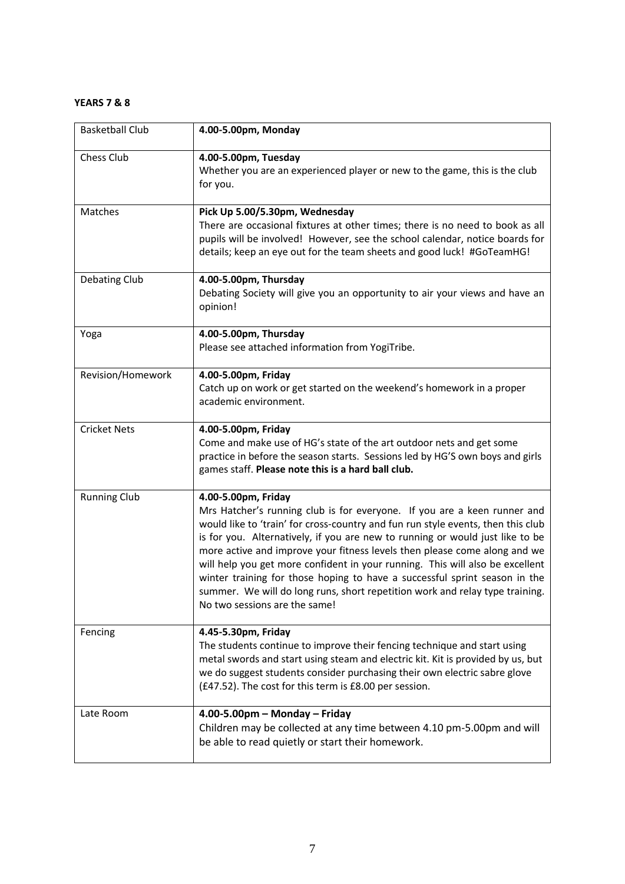**YEARS 7 & 8**

| | |
|---|---|
| Basketball Club | **4.00-5.00pm, Monday** |
| Chess Club | **4.00-5.00pm, Tuesday**<br>Whether you are an experienced player or new to the game, this is the club for you. |
| Matches | **Pick Up 5.00/5.30pm, Wednesday**<br>There are occasional fixtures at other times; there is no need to book as all pupils will be involved! However, see the school calendar, notice boards for details; keep an eye out for the team sheets and good luck! #GoTeamHG! |
| Debating Club | **4.00-5.00pm, Thursday**<br>Debating Society will give you an opportunity to air your views and have an opinion! |
| Yoga | **4.00-5.00pm, Thursday**<br>Please see attached information from YogiTribe. |
| Revision/Homework | **4.00-5.00pm, Friday**<br>Catch up on work or get started on the weekend's homework in a proper academic environment. |
| Cricket Nets | **4.00-5.00pm, Friday**<br>Come and make use of HG's state of the art outdoor nets and get some practice in before the season starts. Sessions led by HG'S own boys and girls games staff. **Please note this is a hard ball club.** |
| Running Club | **4.00-5.00pm, Friday**<br>Mrs Hatcher's running club is for everyone. If you are a keen runner and would like to 'train' for cross-country and fun run style events, then this club is for you. Alternatively, if you are new to running or would just like to be more active and improve your fitness levels then please come along and we will help you get more confident in your running. This will also be excellent winter training for those hoping to have a successful sprint season in the summer. We will do long runs, short repetition work and relay type training. No two sessions are the same! |
| Fencing | **4.45-5.30pm, Friday**<br>The students continue to improve their fencing technique and start using metal swords and start using steam and electric kit. Kit is provided by us, but we do suggest students consider purchasing their own electric sabre glove (£47.52). The cost for this term is £8.00 per session. |
| Late Room | **4.00-5.00pm – Monday – Friday**<br>Children may be collected at any time between 4.10 pm-5.00pm and will be able to read quietly or start their homework. |